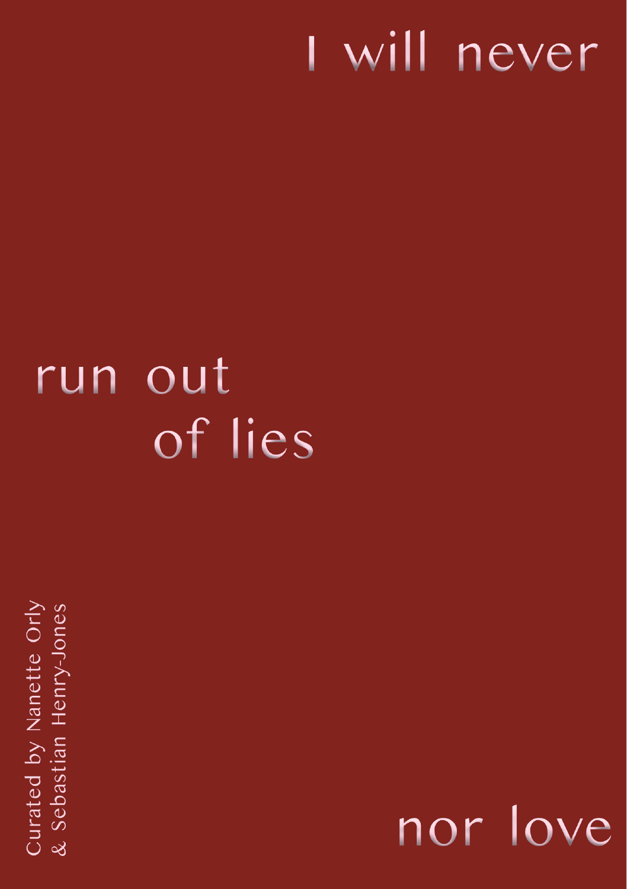# I will never run out of lies nor love

Curated by Nanette Orly & Sebastian Henry-Jones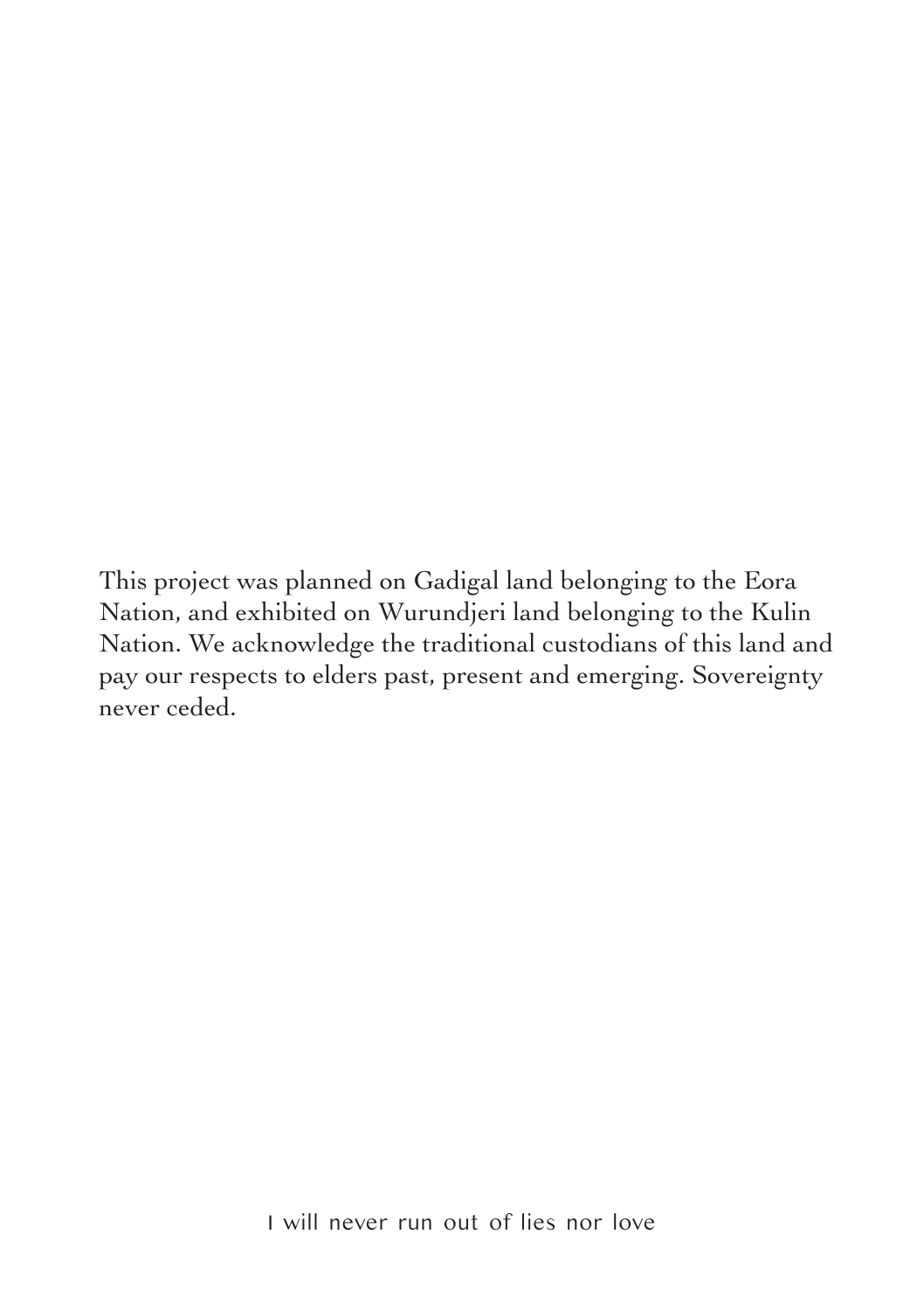This project was planned on Gadigal land belonging to the Eora Nation, and exhibited on Wurundjeri land belonging to the Kulin Nation. We acknowledge the traditional custodians of this land and pay our respects to elders past, present and emerging. Sovereignty never ceded.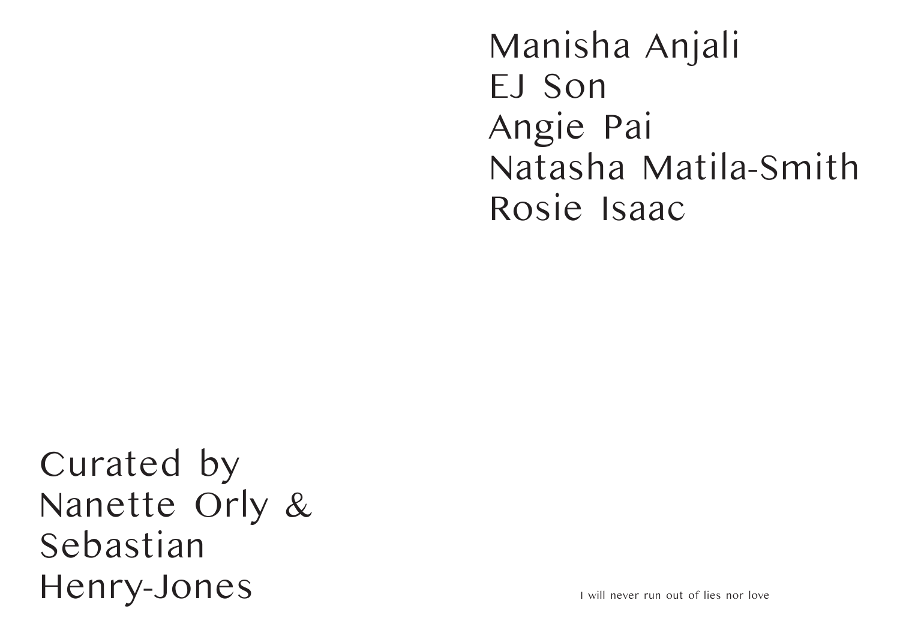Manisha Anjali
EJ Son
Angie Pai
Natasha Matila-Smith
Rosie Isaac

Curated by
Nanette Orly &
Sebastian
Henry-Jones

I will never run out of lies nor love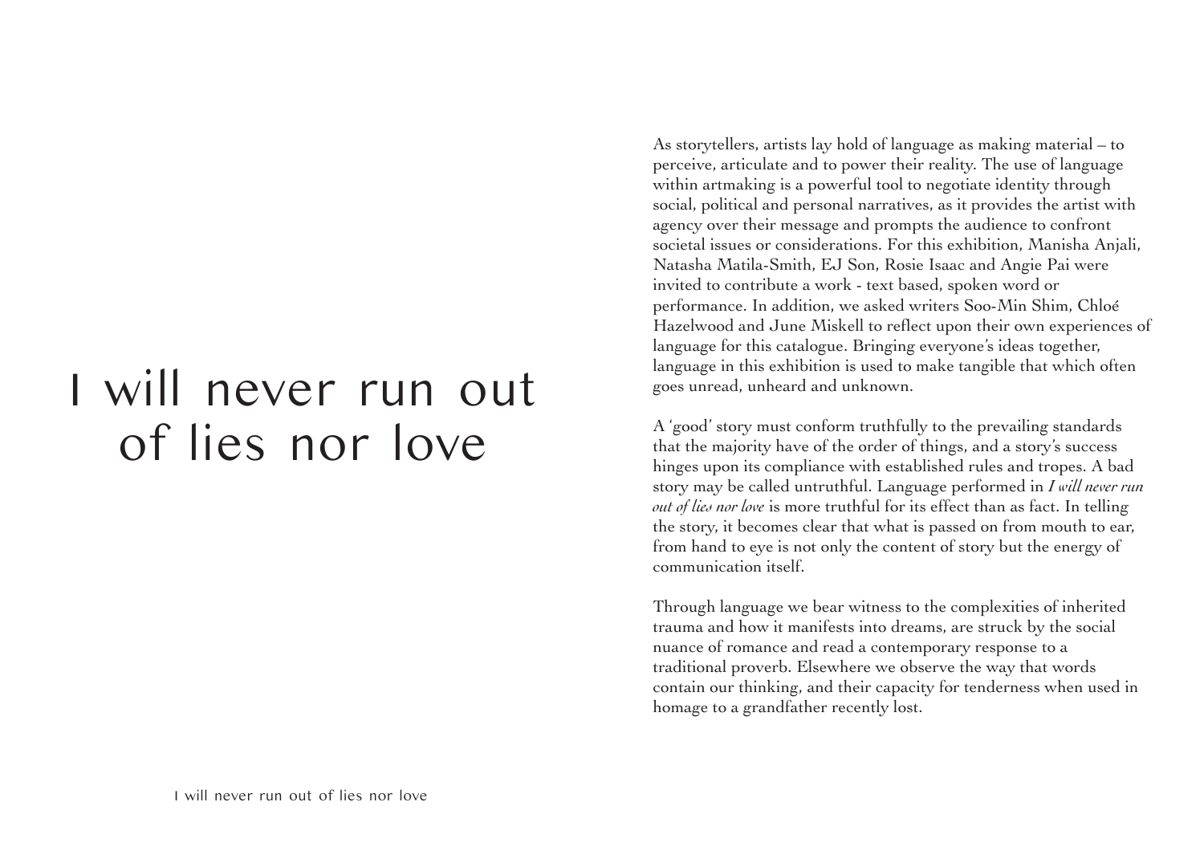# I will never run out of lies nor love

As storytellers, artists lay hold of language as making material – to perceive, articulate and to power their reality. The use of language within artmaking is a powerful tool to negotiate identity through social, political and personal narratives, as it provides the artist with agency over their message and prompts the audience to confront societal issues or considerations. For this exhibition, Manisha Anjali, Natasha Matila-Smith, EJ Son, Rosie Isaac and Angie Pai were invited to contribute a work - text based, spoken word or performance. In addition, we asked writers Soo-Min Shim, Chloé Hazelwood and June Miskell to reflect upon their own experiences of language for this catalogue. Bringing everyone's ideas together, language in this exhibition is used to make tangible that which often goes unread, unheard and unknown.

A 'good' story must conform truthfully to the prevailing standards that the majority have of the order of things, and a story's success hinges upon its compliance with established rules and tropes. A bad story may be called untruthful. Language performed in *I will never run out of lies nor love* is more truthful for its effect than as fact. In telling the story, it becomes clear that what is passed on from mouth to ear, from hand to eye is not only the content of story but the energy of communication itself.

Through language we bear witness to the complexities of inherited trauma and how it manifests into dreams, are struck by the social nuance of romance and read a contemporary response to a traditional proverb. Elsewhere we observe the way that words contain our thinking, and their capacity for tenderness when used in homage to a grandfather recently lost.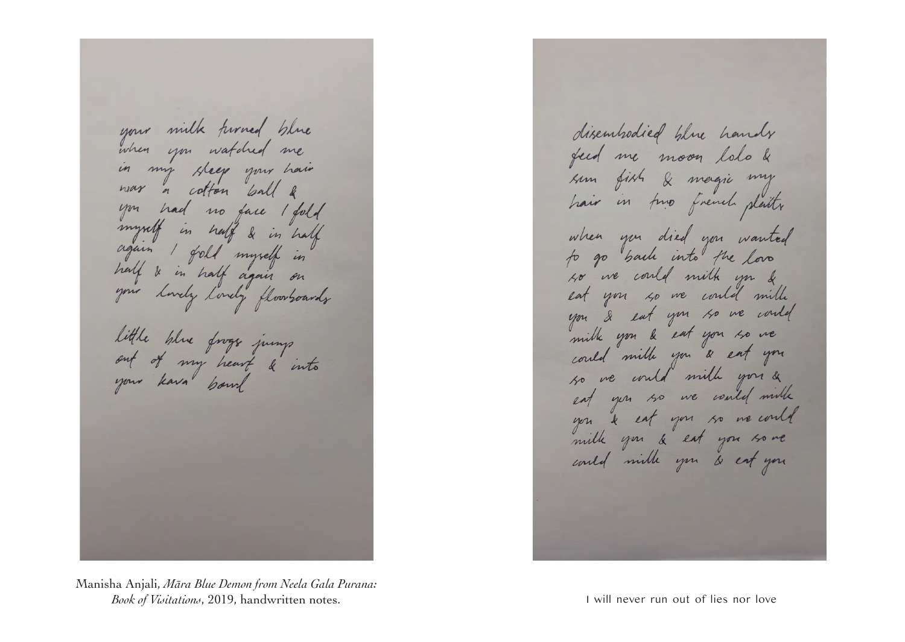your milk turned blue
when you watched me
in my sleep your hair
was a cotton ball &
you had no face I fold
myself in half & in half
again I fold myself in
half & in half again on
your lovely lovely floorboards

little blue frogs jump
out of my heart & into
your kava bowl

Manisha Anjali, *Māra Blue Demon from Neela Gala Purana: Book of Visitations*, 2019, handwritten notes.

disembodied blue hands
feed me moon lolo &
sun fish & magic my
hair in two french plaits

when you died you wanted
to go back into the lovo
so we could milk you &
eat you so we could milk
you & eat you so we could
milk you & eat you so we
could milk you & eat you
so we could milk you &
eat you so we could milk
you & eat you so we could
milk you & eat you so we
could milk you & eat you

I will never run out of lies nor love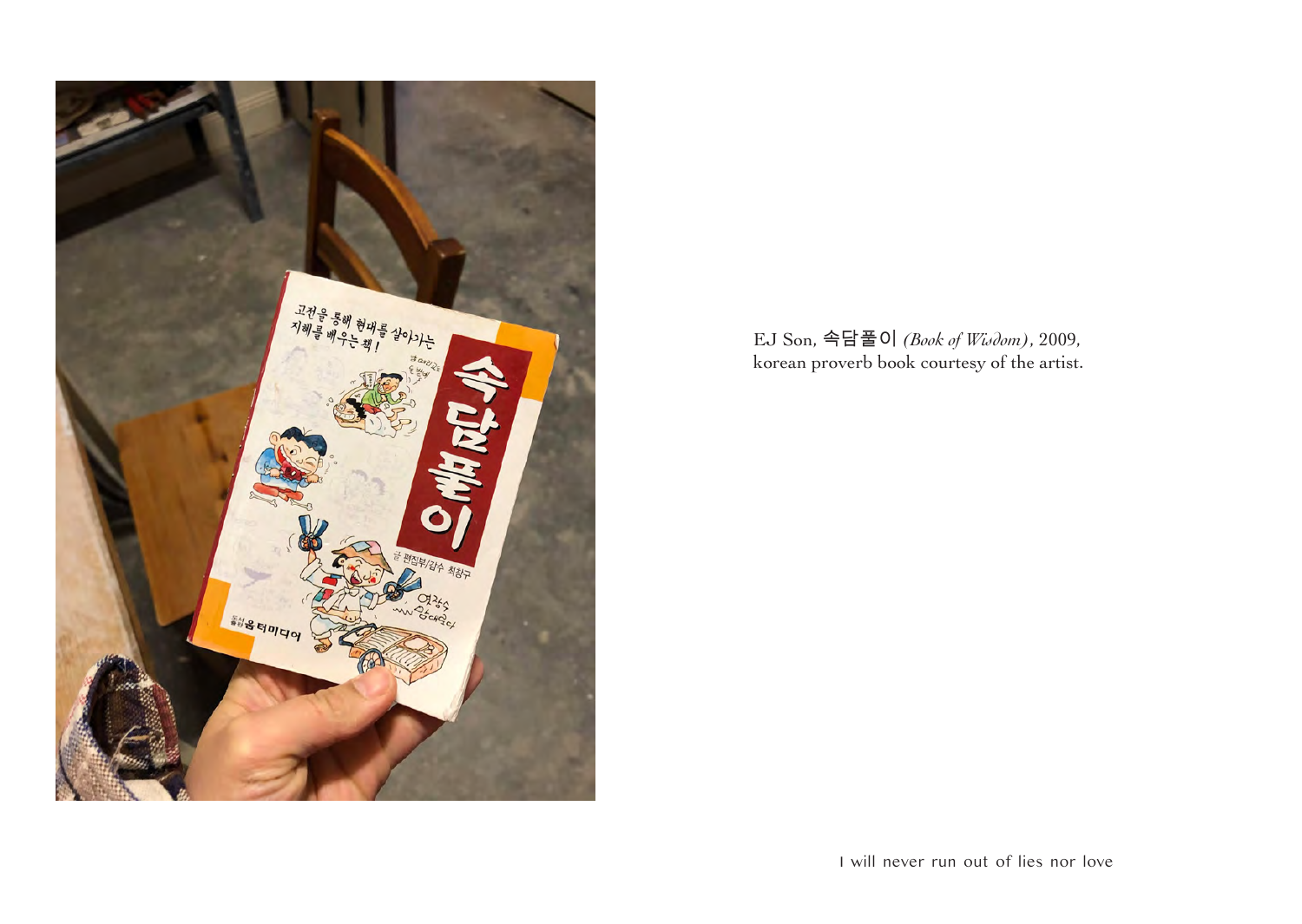EJ Son, 속담풀이 *(Book of Wisdom)*, 2009,
korean proverb book courtesy of the artist.

I will never run out of lies nor love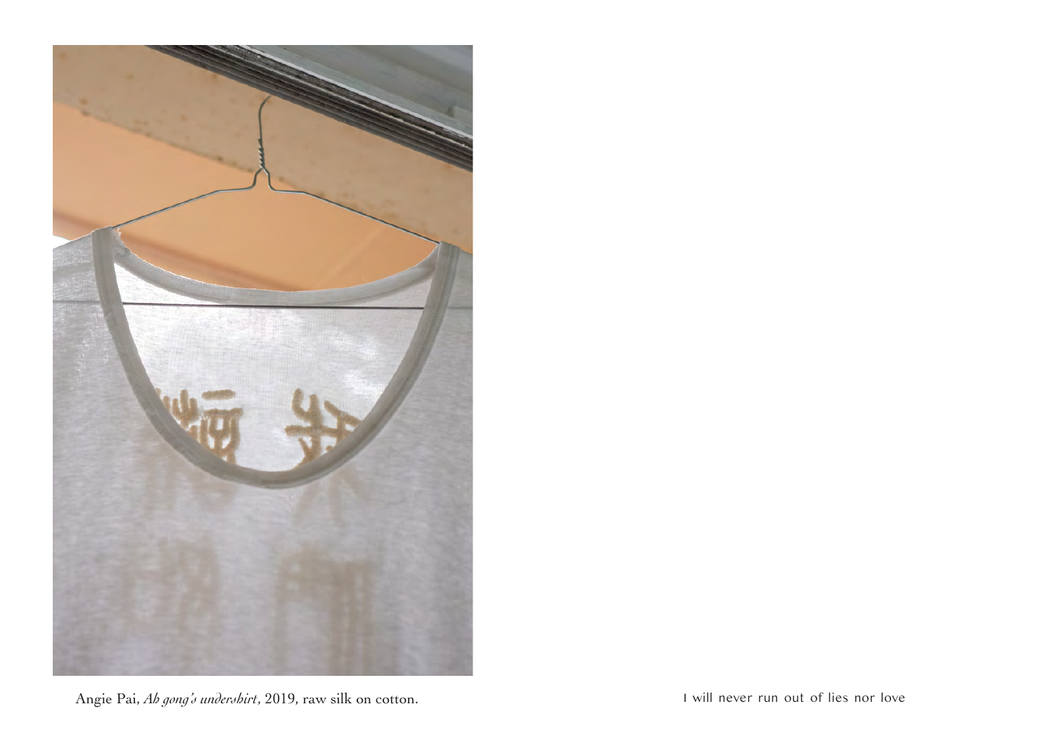Angie Pai, *Ah gong's undershirt*, 2019, raw silk on cotton.

I will never run out of lies nor love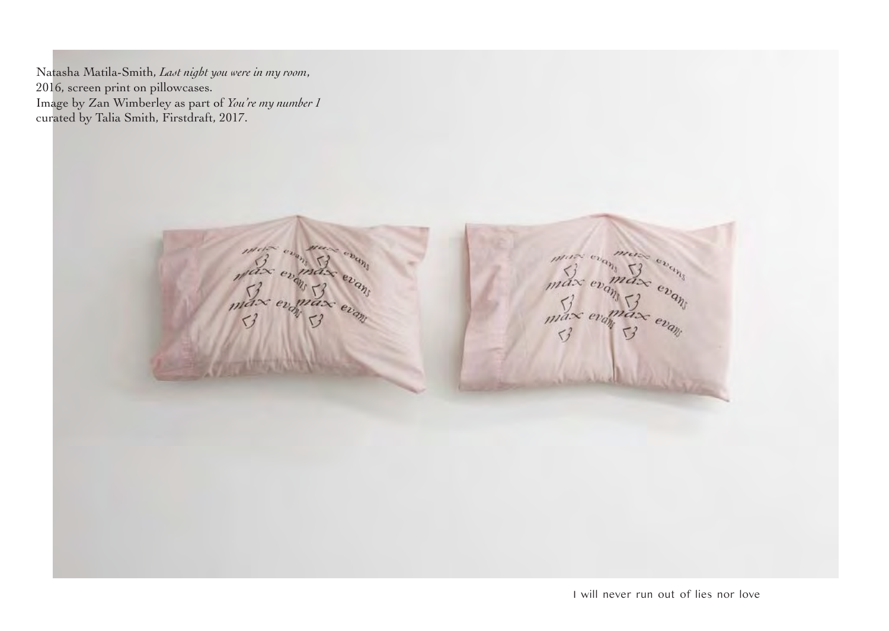Natasha Matila-Smith, *Last night you were in my room*, 2016, screen print on pillowcases.
Image by Zan Wimberley as part of *You're my number 1* curated by Talia Smith, Firstdraft, 2017.

I will never run out of lies nor love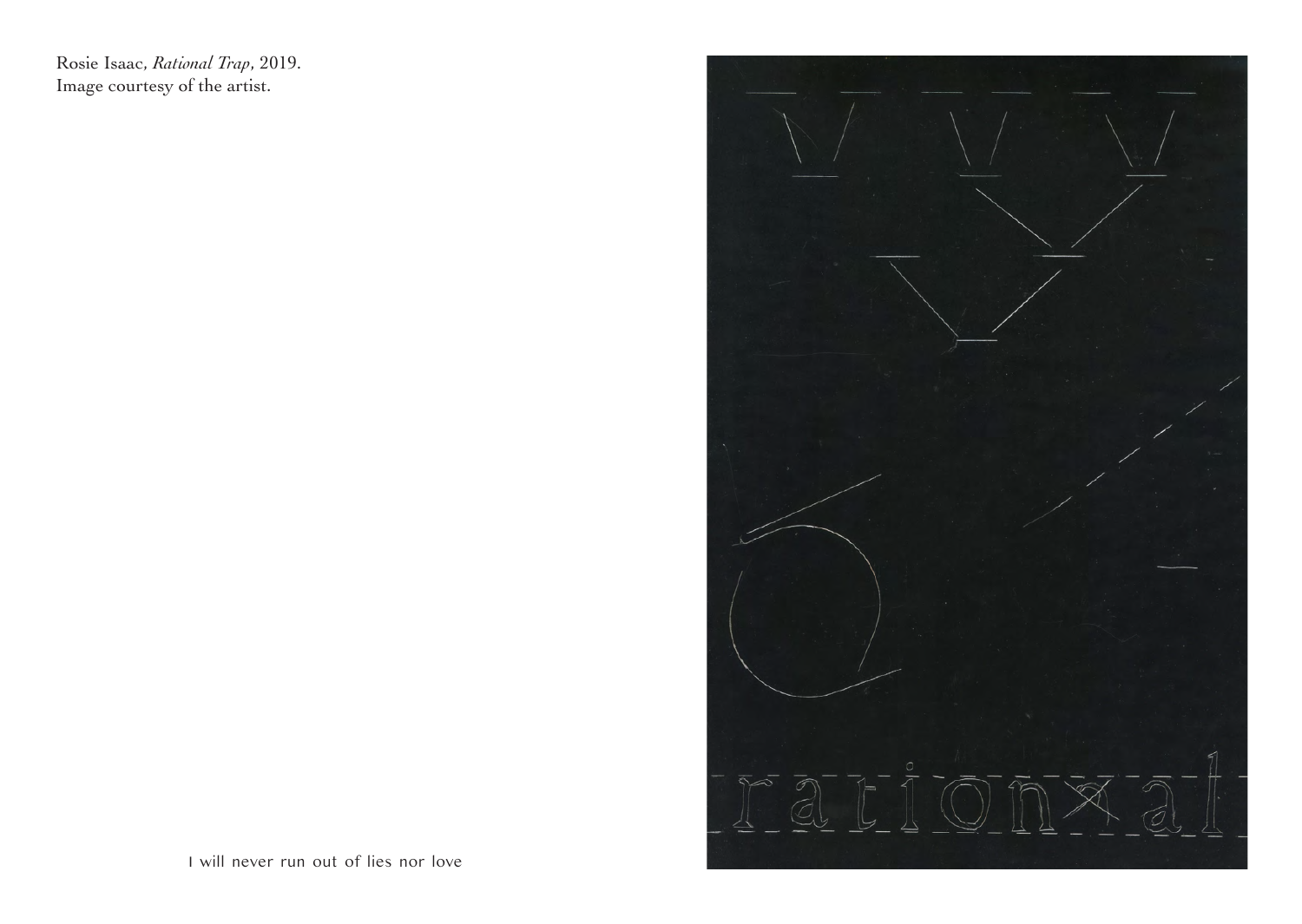Rosie Isaac, *Rational Trap*, 2019.
Image courtesy of the artist.

I will never run out of lies nor love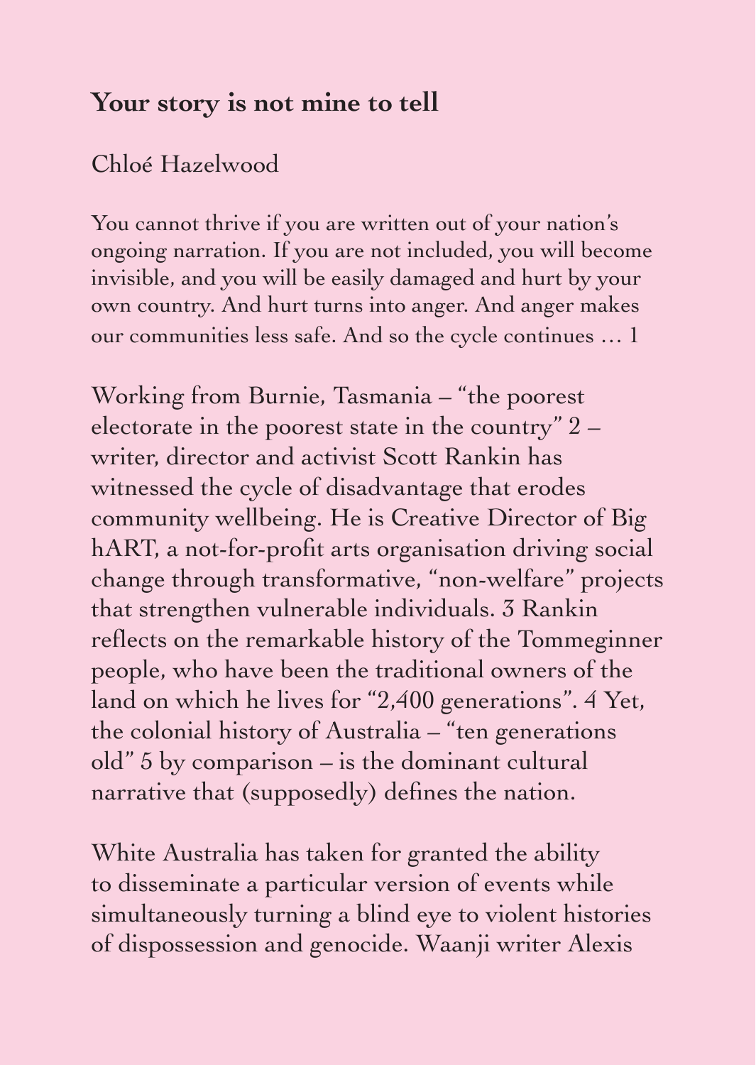## Your story is not mine to tell

Chloé Hazelwood

You cannot thrive if you are written out of your nation's ongoing narration. If you are not included, you will become invisible, and you will be easily damaged and hurt by your own country. And hurt turns into anger. And anger makes our communities less safe. And so the cycle continues … [1]

Working from Burnie, Tasmania – "the poorest electorate in the poorest state in the country" [2] – writer, director and activist Scott Rankin has witnessed the cycle of disadvantage that erodes community wellbeing. He is Creative Director of Big hART, a not-for-profit arts organisation driving social change through transformative, "non-welfare" projects that strengthen vulnerable individuals. [3] Rankin reflects on the remarkable history of the Tommeginner people, who have been the traditional owners of the land on which he lives for "2,400 generations". [4] Yet, the colonial history of Australia – "ten generations old" [5] by comparison – is the dominant cultural narrative that (supposedly) defines the nation.

White Australia has taken for granted the ability to disseminate a particular version of events while simultaneously turning a blind eye to violent histories of dispossession and genocide. Waanji writer Alexis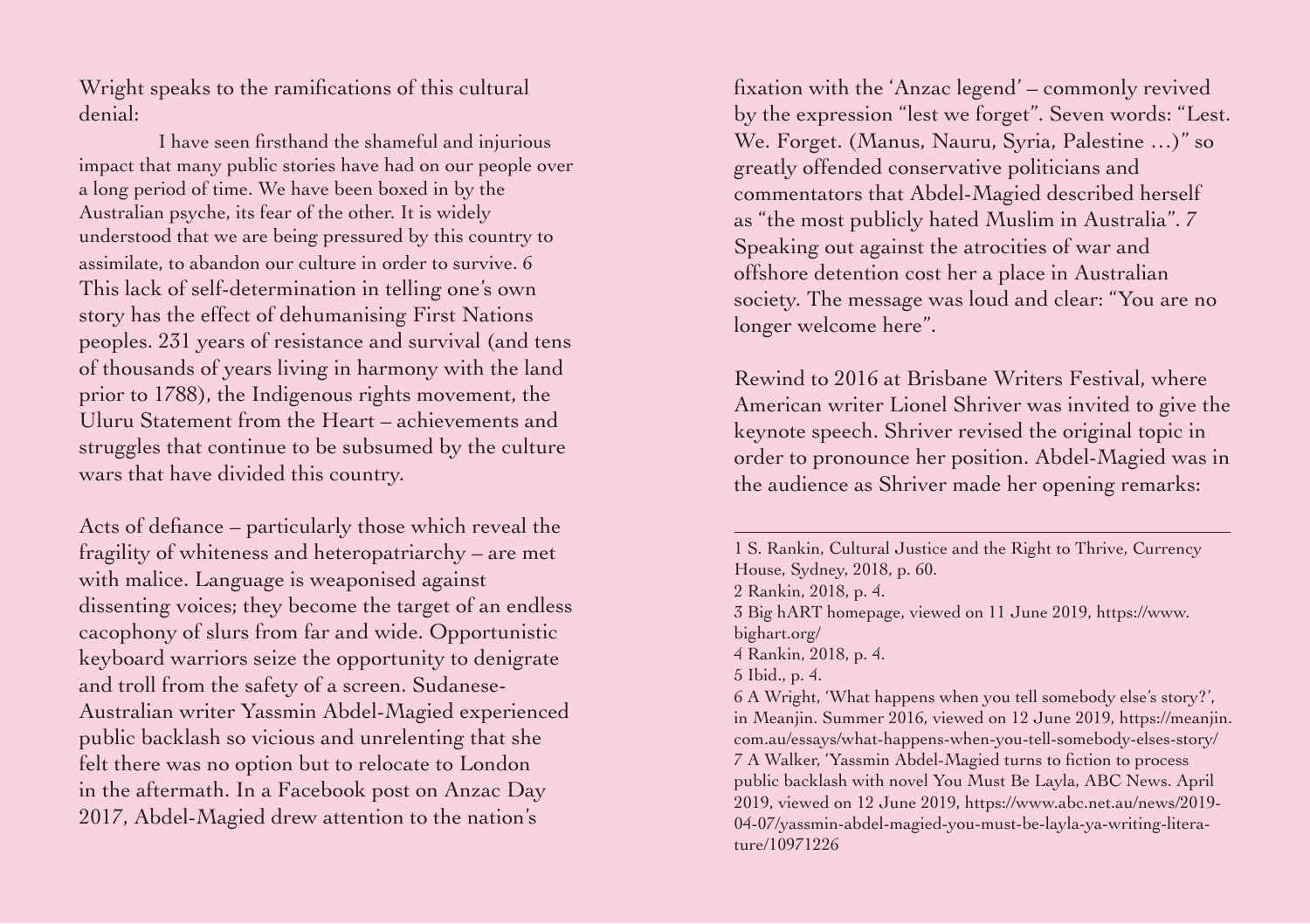Wright speaks to the ramifications of this cultural denial:

> I have seen firsthand the shameful and injurious impact that many public stories have had on our people over a long period of time. We have been boxed in by the Australian psyche, its fear of the other. It is widely understood that we are being pressured by this country to assimilate, to abandon our culture in order to survive. [6]

This lack of self-determination in telling one's own story has the effect of dehumanising First Nations peoples. 231 years of resistance and survival (and tens of thousands of years living in harmony with the land prior to 1788), the Indigenous rights movement, the Uluru Statement from the Heart – achievements and struggles that continue to be subsumed by the culture wars that have divided this country.

Acts of defiance – particularly those which reveal the fragility of whiteness and heteropatriarchy – are met with malice. Language is weaponised against dissenting voices; they become the target of an endless cacophony of slurs from far and wide. Opportunistic keyboard warriors seize the opportunity to denigrate and troll from the safety of a screen. Sudanese-Australian writer Yassmin Abdel-Magied experienced public backlash so vicious and unrelenting that she felt there was no option but to relocate to London in the aftermath. In a Facebook post on Anzac Day 2017, Abdel-Magied drew attention to the nation's fixation with the 'Anzac legend' – commonly revived by the expression "lest we forget". Seven words: "Lest. We. Forget. (Manus, Nauru, Syria, Palestine …)" so greatly offended conservative politicians and commentators that Abdel-Magied described herself as "the most publicly hated Muslim in Australia". [7] Speaking out against the atrocities of war and offshore detention cost her a place in Australian society. The message was loud and clear: "You are no longer welcome here".

Rewind to 2016 at Brisbane Writers Festival, where American writer Lionel Shriver was invited to give the keynote speech. Shriver revised the original topic in order to pronounce her position. Abdel-Magied was in the audience as Shriver made her opening remarks:

---

1 S. Rankin, Cultural Justice and the Right to Thrive, Currency House, Sydney, 2018, p. 60.
2 Rankin, 2018, p. 4.
3 Big hART homepage, viewed on 11 June 2019, https://www.bighart.org/
4 Rankin, 2018, p. 4.
5 Ibid., p. 4.
6 A Wright, 'What happens when you tell somebody else's story?', in Meanjin. Summer 2016, viewed on 12 June 2019, https://meanjin.com.au/essays/what-happens-when-you-tell-somebody-elses-story/
7 A Walker, 'Yassmin Abdel-Magied turns to fiction to process public backlash with novel You Must Be Layla, ABC News. April 2019, viewed on 12 June 2019, https://www.abc.net.au/news/2019-04-07/yassmin-abdel-magied-you-must-be-layla-ya-writing-literature/10971226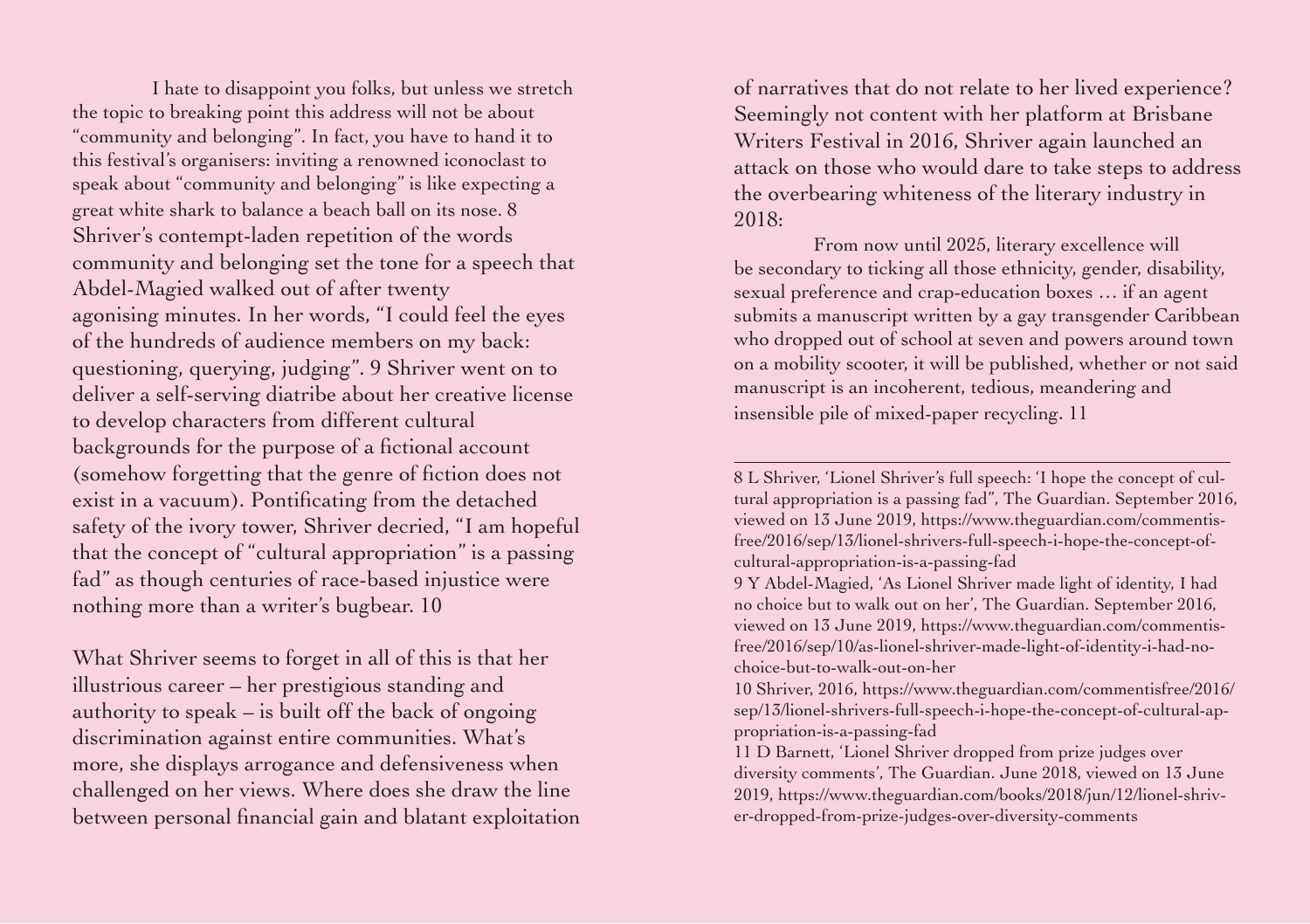I hate to disappoint you folks, but unless we stretch the topic to breaking point this address will not be about "community and belonging". In fact, you have to hand it to this festival's organisers: inviting a renowned iconoclast to speak about "community and belonging" is like expecting a great white shark to balance a beach ball on its nose. [8]

Shriver's contempt-laden repetition of the words community and belonging set the tone for a speech that Abdel-Magied walked out of after twenty agonising minutes. In her words, "I could feel the eyes of the hundreds of audience members on my back: questioning, querying, judging". [9] Shriver went on to deliver a self-serving diatribe about her creative license to develop characters from different cultural backgrounds for the purpose of a fictional account (somehow forgetting that the genre of fiction does not exist in a vacuum). Pontificating from the detached safety of the ivory tower, Shriver decried, "I am hopeful that the concept of "cultural appropriation" is a passing fad" as though centuries of race-based injustice were nothing more than a writer's bugbear. [10]

What Shriver seems to forget in all of this is that her illustrious career – her prestigious standing and authority to speak – is built off the back of ongoing discrimination against entire communities. What's more, she displays arrogance and defensiveness when challenged on her views. Where does she draw the line between personal financial gain and blatant exploitation of narratives that do not relate to her lived experience? Seemingly not content with her platform at Brisbane Writers Festival in 2016, Shriver again launched an attack on those who would dare to take steps to address the overbearing whiteness of the literary industry in 2018:

From now until 2025, literary excellence will be secondary to ticking all those ethnicity, gender, disability, sexual preference and crap-education boxes … if an agent submits a manuscript written by a gay transgender Caribbean who dropped out of school at seven and powers around town on a mobility scooter, it will be published, whether or not said manuscript is an incoherent, tedious, meandering and insensible pile of mixed-paper recycling. [11]

---

8 L Shriver, 'Lionel Shriver's full speech: 'I hope the concept of cultural appropriation is a passing fad'', The Guardian. September 2016, viewed on 13 June 2019, https://www.theguardian.com/commentisfree/2016/sep/13/lionel-shrivers-full-speech-i-hope-the-concept-of-cultural-appropriation-is-a-passing-fad

9 Y Abdel-Magied, 'As Lionel Shriver made light of identity, I had no choice but to walk out on her', The Guardian. September 2016, viewed on 13 June 2019, https://www.theguardian.com/commentisfree/2016/sep/10/as-lionel-shriver-made-light-of-identity-i-had-no-choice-but-to-walk-out-on-her

10 Shriver, 2016, https://www.theguardian.com/commentisfree/2016/sep/13/lionel-shrivers-full-speech-i-hope-the-concept-of-cultural-appropriation-is-a-passing-fad

11 D Barnett, 'Lionel Shriver dropped from prize judges over diversity comments', The Guardian. June 2018, viewed on 13 June 2019, https://www.theguardian.com/books/2018/jun/12/lionel-shriver-dropped-from-prize-judges-over-diversity-comments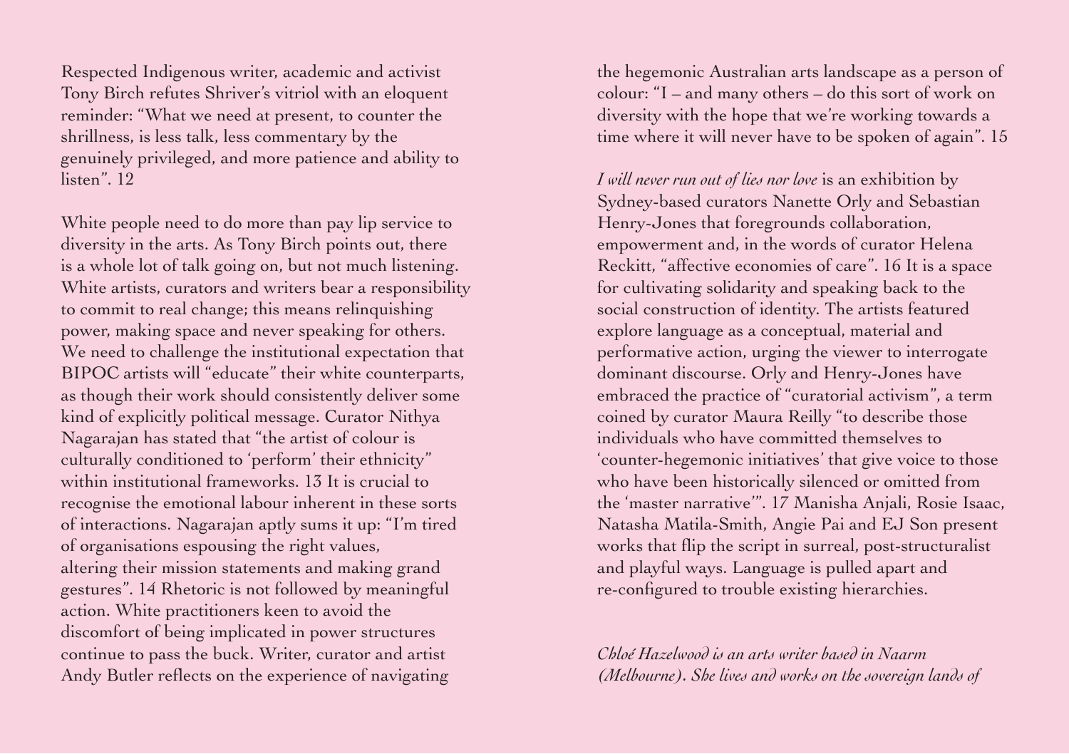Respected Indigenous writer, academic and activist Tony Birch refutes Shriver's vitriol with an eloquent reminder: "What we need at present, to counter the shrillness, is less talk, less commentary by the genuinely privileged, and more patience and ability to listen". 12

White people need to do more than pay lip service to diversity in the arts. As Tony Birch points out, there is a whole lot of talk going on, but not much listening. White artists, curators and writers bear a responsibility to commit to real change; this means relinquishing power, making space and never speaking for others. We need to challenge the institutional expectation that BIPOC artists will "educate" their white counterparts, as though their work should consistently deliver some kind of explicitly political message. Curator Nithya Nagarajan has stated that "the artist of colour is culturally conditioned to 'perform' their ethnicity" within institutional frameworks. 13 It is crucial to recognise the emotional labour inherent in these sorts of interactions. Nagarajan aptly sums it up: "I'm tired of organisations espousing the right values, altering their mission statements and making grand gestures". 14 Rhetoric is not followed by meaningful action. White practitioners keen to avoid the discomfort of being implicated in power structures continue to pass the buck. Writer, curator and artist Andy Butler reflects on the experience of navigating the hegemonic Australian arts landscape as a person of colour: "I – and many others – do this sort of work on diversity with the hope that we're working towards a time where it will never have to be spoken of again". 15

*I will never run out of lies nor love* is an exhibition by Sydney-based curators Nanette Orly and Sebastian Henry-Jones that foregrounds collaboration, empowerment and, in the words of curator Helena Reckitt, "affective economies of care". 16 It is a space for cultivating solidarity and speaking back to the social construction of identity. The artists featured explore language as a conceptual, material and performative action, urging the viewer to interrogate dominant discourse. Orly and Henry-Jones have embraced the practice of "curatorial activism", a term coined by curator Maura Reilly "to describe those individuals who have committed themselves to 'counter-hegemonic initiatives' that give voice to those who have been historically silenced or omitted from the 'master narrative'". 17 Manisha Anjali, Rosie Isaac, Natasha Matila-Smith, Angie Pai and EJ Son present works that flip the script in surreal, post-structuralist and playful ways. Language is pulled apart and re-configured to trouble existing hierarchies.

*Chloé Hazelwood is an arts writer based in Naarm (Melbourne). She lives and works on the sovereign lands of*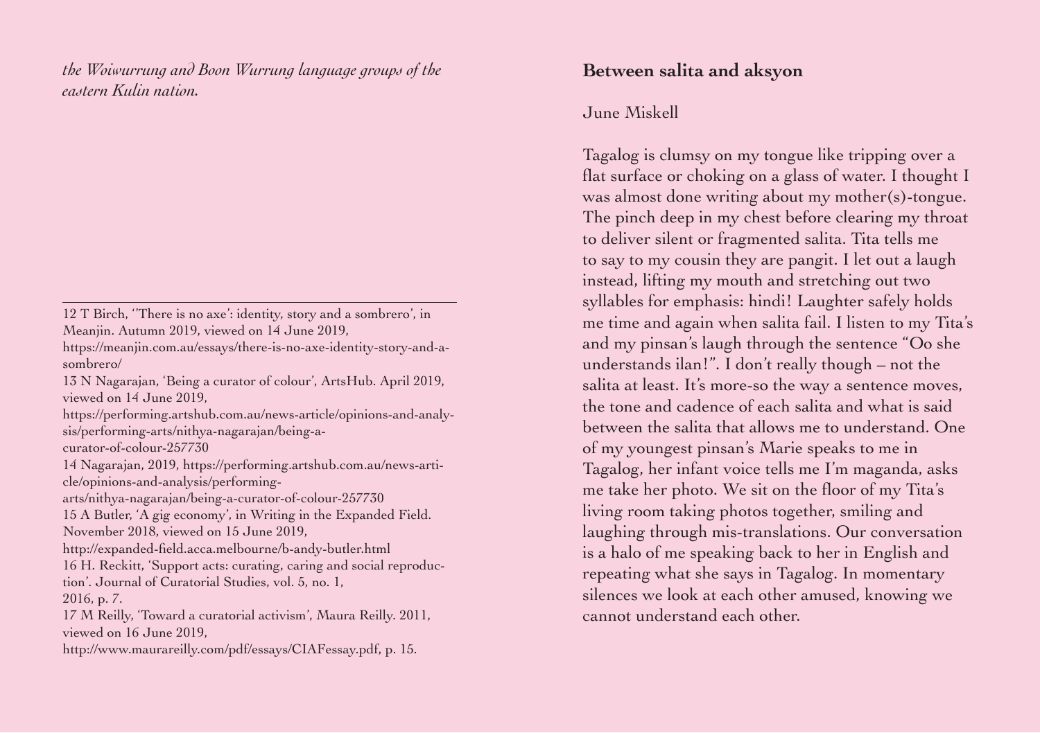*the Woiwurrung and Boon Wurrung language groups of the eastern Kulin nation.*

---

12 T Birch, ''There is no axe': identity, story and a sombrero', in Meanjin. Autumn 2019, viewed on 14 June 2019, https://meanjin.com.au/essays/there-is-no-axe-identity-story-and-a-sombrero/

13 N Nagarajan, 'Being a curator of colour', ArtsHub. April 2019, viewed on 14 June 2019, https://performing.artshub.com.au/news-article/opinions-and-analysis/performing-arts/nithya-nagarajan/being-a-curator-of-colour-257730

14 Nagarajan, 2019, https://performing.artshub.com.au/news-article/opinions-and-analysis/performing-arts/nithya-nagarajan/being-a-curator-of-colour-257730

15 A Butler, 'A gig economy', in Writing in the Expanded Field. November 2018, viewed on 15 June 2019, http://expanded-field.acca.melbourne/b-andy-butler.html

16 H. Reckitt, 'Support acts: curating, caring and social reproduction'. Journal of Curatorial Studies, vol. 5, no. 1, 2016, p. 7.

17 M Reilly, 'Toward a curatorial activism', Maura Reilly. 2011, viewed on 16 June 2019, http://www.maurareilly.com/pdf/essays/CIAFessay.pdf, p. 15.

## Between salita and aksyon

June Miskell

Tagalog is clumsy on my tongue like tripping over a flat surface or choking on a glass of water. I thought I was almost done writing about my mother(s)-tongue. The pinch deep in my chest before clearing my throat to deliver silent or fragmented salita. Tita tells me to say to my cousin they are pangit. I let out a laugh instead, lifting my mouth and stretching out two syllables for emphasis: hindi! Laughter safely holds me time and again when salita fail. I listen to my Tita's and my pinsan's laugh through the sentence "Oo she understands ilan!". I don't really though – not the salita at least. It's more-so the way a sentence moves, the tone and cadence of each salita and what is said between the salita that allows me to understand. One of my youngest pinsan's Marie speaks to me in Tagalog, her infant voice tells me I'm maganda, asks me take her photo. We sit on the floor of my Tita's living room taking photos together, smiling and laughing through mis-translations. Our conversation is a halo of me speaking back to her in English and repeating what she says in Tagalog. In momentary silences we look at each other amused, knowing we cannot understand each other.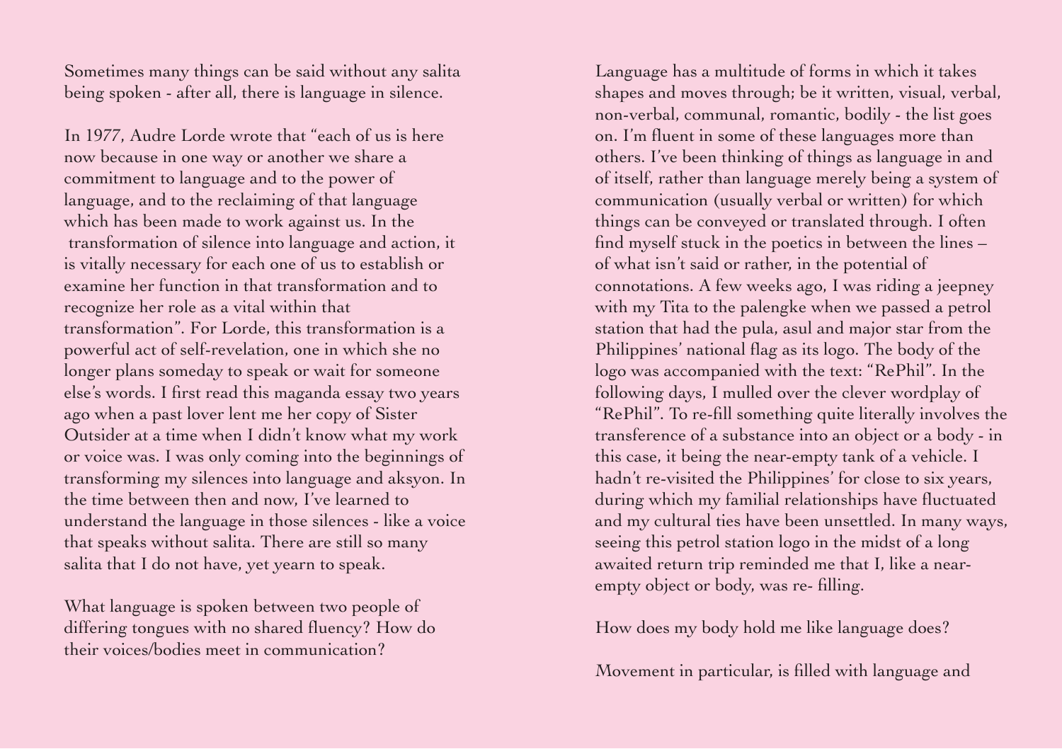Sometimes many things can be said without any salita being spoken - after all, there is language in silence.

In 1977, Audre Lorde wrote that "each of us is here now because in one way or another we share a commitment to language and to the power of language, and to the reclaiming of that language which has been made to work against us. In the transformation of silence into language and action, it is vitally necessary for each one of us to establish or examine her function in that transformation and to recognize her role as a vital within that transformation". For Lorde, this transformation is a powerful act of self-revelation, one in which she no longer plans someday to speak or wait for someone else's words. I first read this maganda essay two years ago when a past lover lent me her copy of Sister Outsider at a time when I didn't know what my work or voice was. I was only coming into the beginnings of transforming my silences into language and aksyon. In the time between then and now, I've learned to understand the language in those silences - like a voice that speaks without salita. There are still so many salita that I do not have, yet yearn to speak.

What language is spoken between two people of differing tongues with no shared fluency? How do their voices/bodies meet in communication?

Language has a multitude of forms in which it takes shapes and moves through; be it written, visual, verbal, non-verbal, communal, romantic, bodily - the list goes on. I'm fluent in some of these languages more than others. I've been thinking of things as language in and of itself, rather than language merely being a system of communication (usually verbal or written) for which things can be conveyed or translated through. I often find myself stuck in the poetics in between the lines – of what isn't said or rather, in the potential of connotations. A few weeks ago, I was riding a jeepney with my Tita to the palengke when we passed a petrol station that had the pula, asul and major star from the Philippines' national flag as its logo. The body of the logo was accompanied with the text: "RePhil". In the following days, I mulled over the clever wordplay of "RePhil". To re-fill something quite literally involves the transference of a substance into an object or a body - in this case, it being the near-empty tank of a vehicle. I hadn't re-visited the Philippines' for close to six years, during which my familial relationships have fluctuated and my cultural ties have been unsettled. In many ways, seeing this petrol station logo in the midst of a long awaited return trip reminded me that I, like a near-empty object or body, was re- filling.

How does my body hold me like language does?

Movement in particular, is filled with language and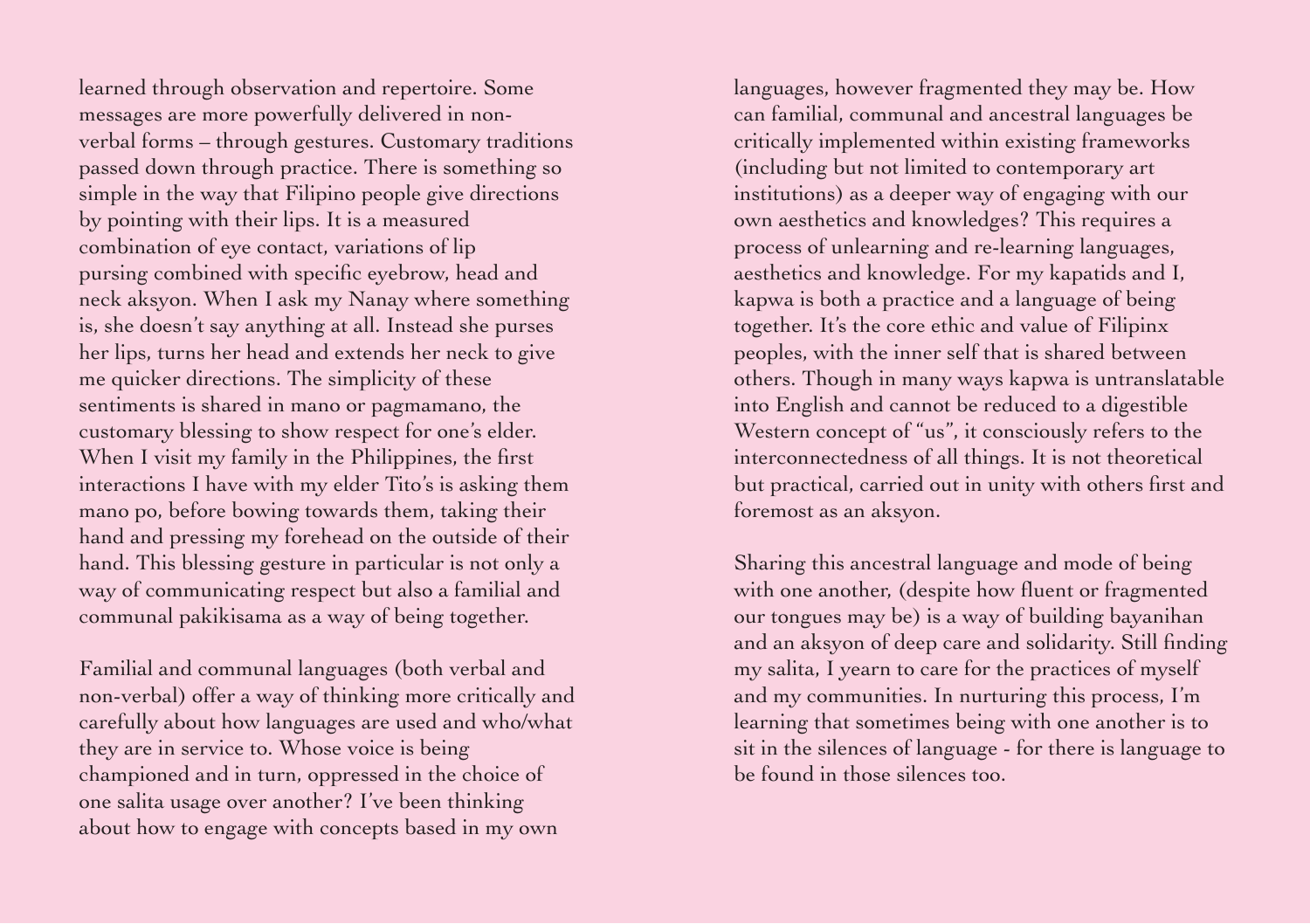learned through observation and repertoire. Some messages are more powerfully delivered in non-verbal forms – through gestures. Customary traditions passed down through practice. There is something so simple in the way that Filipino people give directions by pointing with their lips. It is a measured combination of eye contact, variations of lip pursing combined with specific eyebrow, head and neck aksyon. When I ask my Nanay where something is, she doesn't say anything at all. Instead she purses her lips, turns her head and extends her neck to give me quicker directions. The simplicity of these sentiments is shared in mano or pagmamano, the customary blessing to show respect for one's elder. When I visit my family in the Philippines, the first interactions I have with my elder Tito's is asking them mano po, before bowing towards them, taking their hand and pressing my forehead on the outside of their hand. This blessing gesture in particular is not only a way of communicating respect but also a familial and communal pakikisama as a way of being together.

Familial and communal languages (both verbal and non-verbal) offer a way of thinking more critically and carefully about how languages are used and who/what they are in service to. Whose voice is being championed and in turn, oppressed in the choice of one salita usage over another? I've been thinking about how to engage with concepts based in my own languages, however fragmented they may be. How can familial, communal and ancestral languages be critically implemented within existing frameworks (including but not limited to contemporary art institutions) as a deeper way of engaging with our own aesthetics and knowledges? This requires a process of unlearning and re-learning languages, aesthetics and knowledge. For my kapatids and I, kapwa is both a practice and a language of being together. It's the core ethic and value of Filipinx peoples, with the inner self that is shared between others. Though in many ways kapwa is untranslatable into English and cannot be reduced to a digestible Western concept of "us", it consciously refers to the interconnectedness of all things. It is not theoretical but practical, carried out in unity with others first and foremost as an aksyon.

Sharing this ancestral language and mode of being with one another, (despite how fluent or fragmented our tongues may be) is a way of building bayanihan and an aksyon of deep care and solidarity. Still finding my salita, I yearn to care for the practices of myself and my communities. In nurturing this process, I'm learning that sometimes being with one another is to sit in the silences of language - for there is language to be found in those silences too.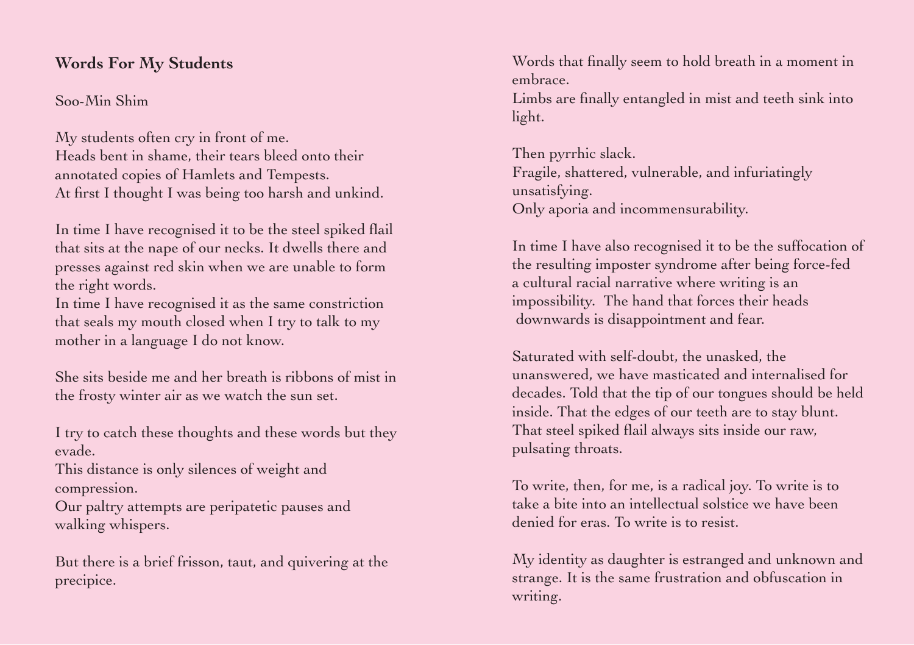## Words For My Students

Soo-Min Shim

My students often cry in front of me.
Heads bent in shame, their tears bleed onto their annotated copies of Hamlets and Tempests.
At first I thought I was being too harsh and unkind.

In time I have recognised it to be the steel spiked flail that sits at the nape of our necks. It dwells there and presses against red skin when we are unable to form the right words.
In time I have recognised it as the same constriction that seals my mouth closed when I try to talk to my mother in a language I do not know.

She sits beside me and her breath is ribbons of mist in the frosty winter air as we watch the sun set.

I try to catch these thoughts and these words but they evade.
This distance is only silences of weight and compression.
Our paltry attempts are peripatetic pauses and walking whispers.

But there is a brief frisson, taut, and quivering at the precipice.
Words that finally seem to hold breath in a moment in embrace.
Limbs are finally entangled in mist and teeth sink into light.

Then pyrrhic slack.
Fragile, shattered, vulnerable, and infuriatingly unsatisfying.
Only aporia and incommensurability.

In time I have also recognised it to be the suffocation of the resulting imposter syndrome after being force-fed a cultural racial narrative where writing is an impossibility. The hand that forces their heads downwards is disappointment and fear.

Saturated with self-doubt, the unasked, the unanswered, we have masticated and internalised for decades. Told that the tip of our tongues should be held inside. That the edges of our teeth are to stay blunt. That steel spiked flail always sits inside our raw, pulsating throats.

To write, then, for me, is a radical joy. To write is to take a bite into an intellectual solstice we have been denied for eras. To write is to resist.

My identity as daughter is estranged and unknown and strange. It is the same frustration and obfuscation in writing.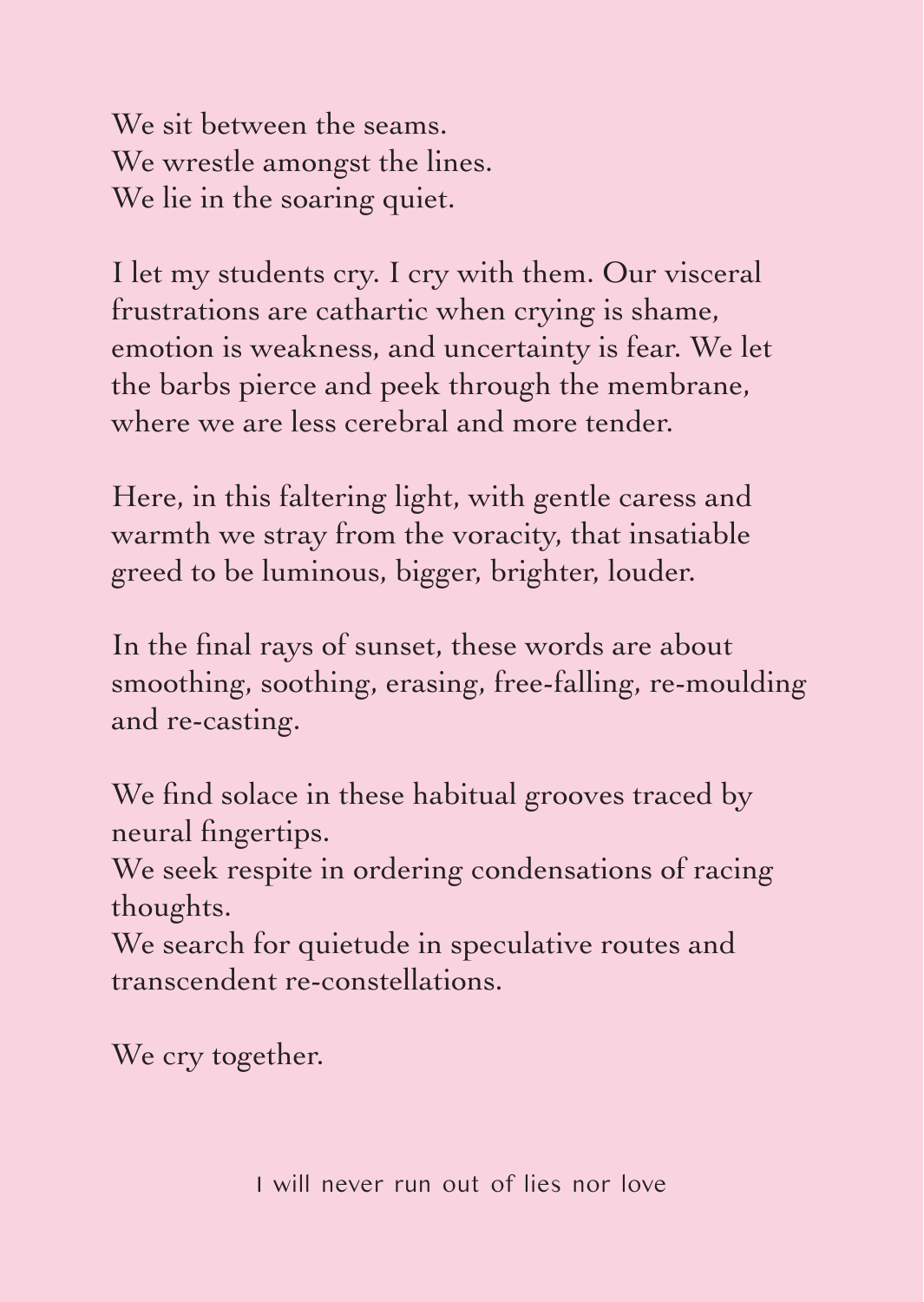We sit between the seams.
We wrestle amongst the lines.
We lie in the soaring quiet.

I let my students cry. I cry with them. Our visceral frustrations are cathartic when crying is shame, emotion is weakness, and uncertainty is fear. We let the barbs pierce and peek through the membrane, where we are less cerebral and more tender.

Here, in this faltering light, with gentle caress and warmth we stray from the voracity, that insatiable greed to be luminous, bigger, brighter, louder.

In the final rays of sunset, these words are about smoothing, soothing, erasing, free-falling, re-moulding and re-casting.

We find solace in these habitual grooves traced by neural fingertips.
We seek respite in ordering condensations of racing thoughts.
We search for quietude in speculative routes and transcendent re-constellations.

We cry together.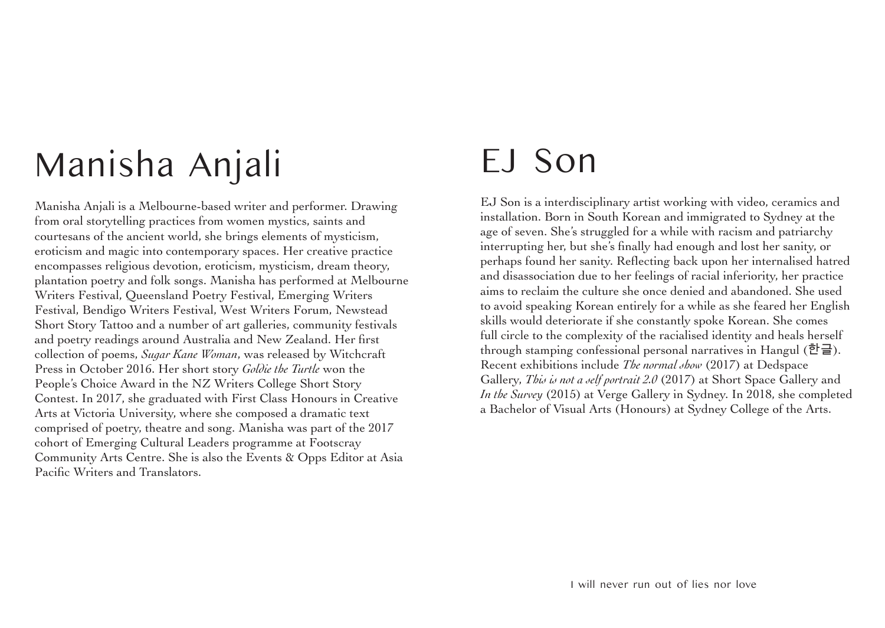# Manisha Anjali

Manisha Anjali is a Melbourne-based writer and performer. Drawing from oral storytelling practices from women mystics, saints and courtesans of the ancient world, she brings elements of mysticism, eroticism and magic into contemporary spaces. Her creative practice encompasses religious devotion, eroticism, mysticism, dream theory, plantation poetry and folk songs. Manisha has performed at Melbourne Writers Festival, Queensland Poetry Festival, Emerging Writers Festival, Bendigo Writers Festival, West Writers Forum, Newstead Short Story Tattoo and a number of art galleries, community festivals and poetry readings around Australia and New Zealand. Her first collection of poems, *Sugar Kane Woman*, was released by Witchcraft Press in October 2016. Her short story *Goldie the Turtle* won the People's Choice Award in the NZ Writers College Short Story Contest. In 2017, she graduated with First Class Honours in Creative Arts at Victoria University, where she composed a dramatic text comprised of poetry, theatre and song. Manisha was part of the 2017 cohort of Emerging Cultural Leaders programme at Footscray Community Arts Centre. She is also the Events & Opps Editor at Asia Pacific Writers and Translators.

# EJ Son

EJ Son is a interdisciplinary artist working with video, ceramics and installation. Born in South Korean and immigrated to Sydney at the age of seven. She's struggled for a while with racism and patriarchy interrupting her, but she's finally had enough and lost her sanity, or perhaps found her sanity. Reflecting back upon her internalised hatred and disassociation due to her feelings of racial inferiority, her practice aims to reclaim the culture she once denied and abandoned. She used to avoid speaking Korean entirely for a while as she feared her English skills would deteriorate if she constantly spoke Korean. She comes full circle to the complexity of the racialised identity and heals herself through stamping confessional personal narratives in Hangul (한글). Recent exhibitions include *The normal show* (2017) at Dedspace Gallery, *This is not a self portrait 2.0* (2017) at Short Space Gallery and *In the Survey* (2015) at Verge Gallery in Sydney. In 2018, she completed a Bachelor of Visual Arts (Honours) at Sydney College of the Arts.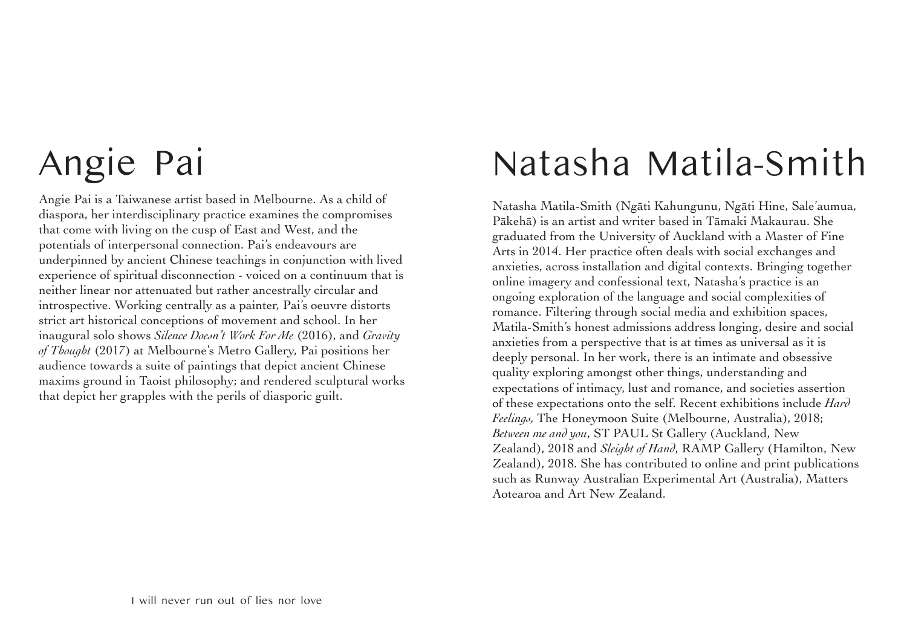# Angie Pai

Angie Pai is a Taiwanese artist based in Melbourne. As a child of diaspora, her interdisciplinary practice examines the compromises that come with living on the cusp of East and West, and the potentials of interpersonal connection. Pai's endeavours are underpinned by ancient Chinese teachings in conjunction with lived experience of spiritual disconnection - voiced on a continuum that is neither linear nor attenuated but rather ancestrally circular and introspective. Working centrally as a painter, Pai's oeuvre distorts strict art historical conceptions of movement and school. In her inaugural solo shows *Silence Doesn't Work For Me* (2016), and *Gravity of Thought* (2017) at Melbourne's Metro Gallery, Pai positions her audience towards a suite of paintings that depict ancient Chinese maxims ground in Taoist philosophy; and rendered sculptural works that depict her grapples with the perils of diasporic guilt.

# Natasha Matila-Smith

Natasha Matila-Smith (Ngāti Kahungunu, Ngāti Hine, Sale'aumua, Pākehā) is an artist and writer based in Tāmaki Makaurau. She graduated from the University of Auckland with a Master of Fine Arts in 2014. Her practice often deals with social exchanges and anxieties, across installation and digital contexts. Bringing together online imagery and confessional text, Natasha's practice is an ongoing exploration of the language and social complexities of romance. Filtering through social media and exhibition spaces, Matila-Smith's honest admissions address longing, desire and social anxieties from a perspective that is at times as universal as it is deeply personal. In her work, there is an intimate and obsessive quality exploring amongst other things, understanding and expectations of intimacy, lust and romance, and societies assertion of these expectations onto the self. Recent exhibitions include *Hard Feelings*, The Honeymoon Suite (Melbourne, Australia), 2018; *Between me and you*, ST PAUL St Gallery (Auckland, New Zealand), 2018 and *Sleight of Hand*, RAMP Gallery (Hamilton, New Zealand), 2018. She has contributed to online and print publications such as Runway Australian Experimental Art (Australia), Matters Aotearoa and Art New Zealand.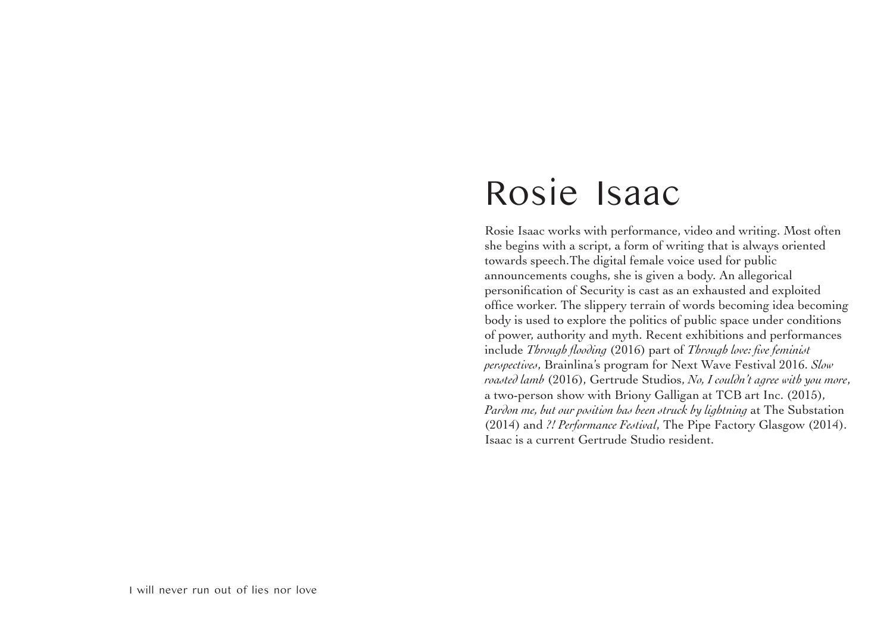# Rosie Isaac

Rosie Isaac works with performance, video and writing. Most often she begins with a script, a form of writing that is always oriented towards speech.The digital female voice used for public announcements coughs, she is given a body. An allegorical personification of Security is cast as an exhausted and exploited office worker. The slippery terrain of words becoming idea becoming body is used to explore the politics of public space under conditions of power, authority and myth. Recent exhibitions and performances include *Through flooding* (2016) part of *Through love: five feminist perspectives*, Brainlina's program for Next Wave Festival 2016. *Slow roasted lamb* (2016), Gertrude Studios, *No, I couldn't agree with you more*, a two-person show with Briony Galligan at TCB art Inc. (2015), *Pardon me, but our position has been struck by lightning* at The Substation (2014) and *?! Performance Festival*, The Pipe Factory Glasgow (2014). Isaac is a current Gertrude Studio resident.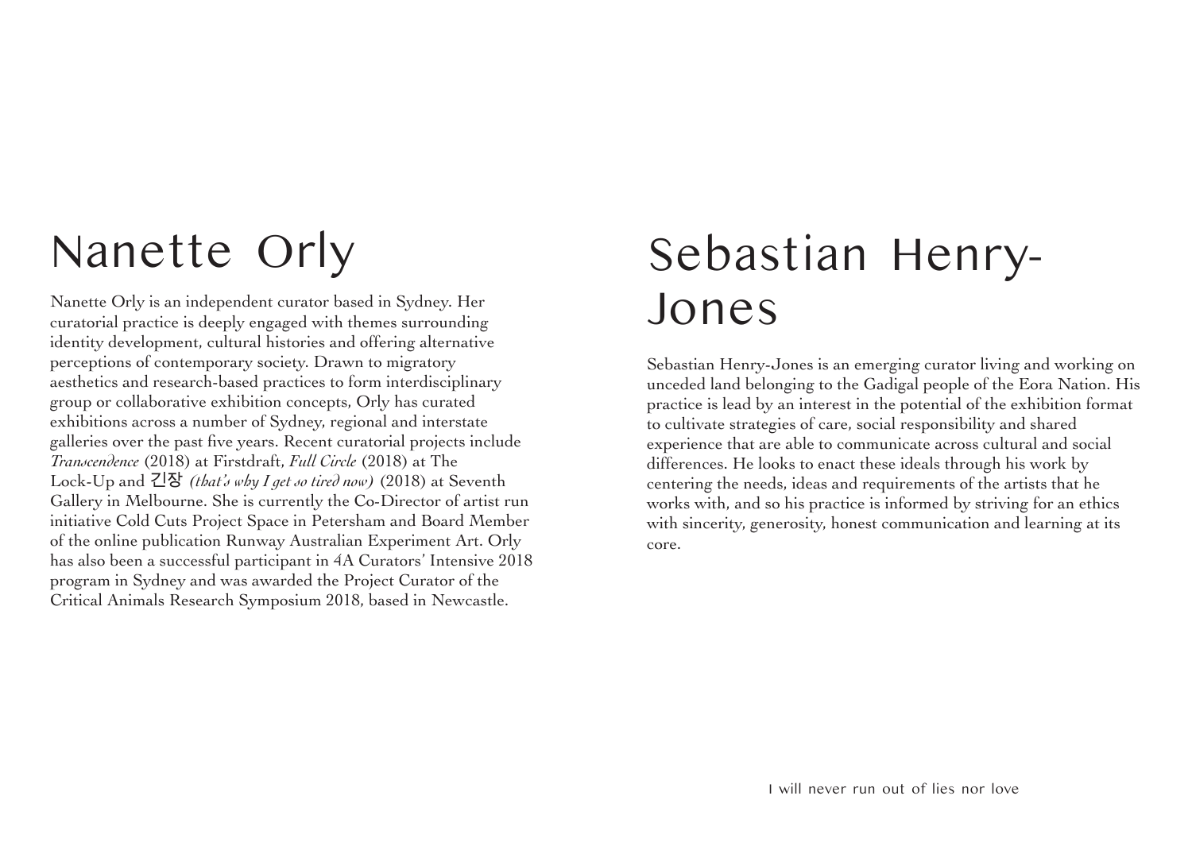## Nanette Orly

Nanette Orly is an independent curator based in Sydney. Her curatorial practice is deeply engaged with themes surrounding identity development, cultural histories and offering alternative perceptions of contemporary society. Drawn to migratory aesthetics and research-based practices to form interdisciplinary group or collaborative exhibition concepts, Orly has curated exhibitions across a number of Sydney, regional and interstate galleries over the past five years. Recent curatorial projects include *Transcendence* (2018) at Firstdraft, *Full Circle* (2018) at The Lock-Up and 긴장 *(that's why I get so tired now)* (2018) at Seventh Gallery in Melbourne. She is currently the Co-Director of artist run initiative Cold Cuts Project Space in Petersham and Board Member of the online publication Runway Australian Experiment Art. Orly has also been a successful participant in 4A Curators' Intensive 2018 program in Sydney and was awarded the Project Curator of the Critical Animals Research Symposium 2018, based in Newcastle.

## Sebastian Henry-Jones

Sebastian Henry-Jones is an emerging curator living and working on unceded land belonging to the Gadigal people of the Eora Nation. His practice is lead by an interest in the potential of the exhibition format to cultivate strategies of care, social responsibility and shared experience that are able to communicate across cultural and social differences. He looks to enact these ideals through his work by centering the needs, ideas and requirements of the artists that he works with, and so his practice is informed by striving for an ethics with sincerity, generosity, honest communication and learning at its core.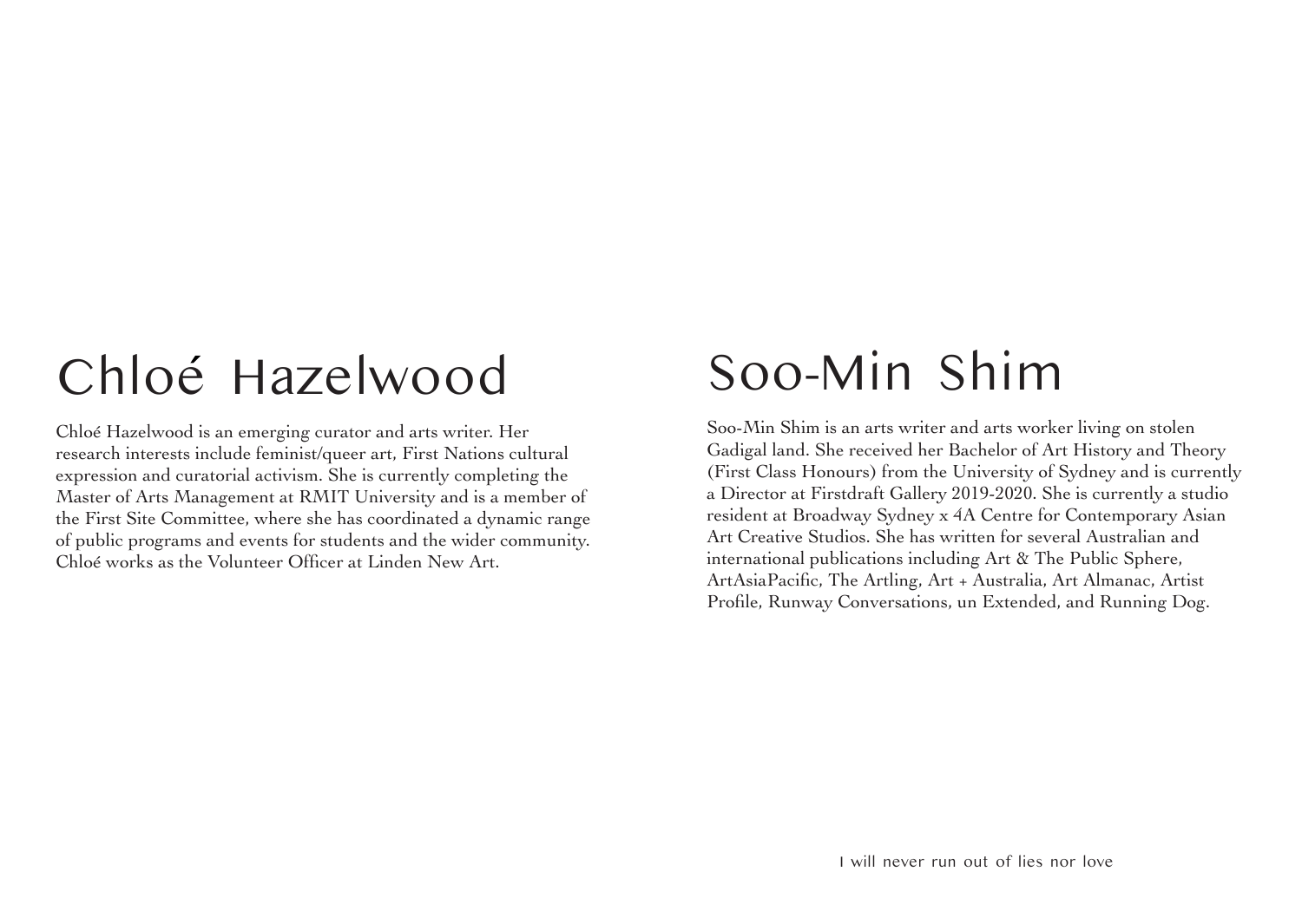## Chloé Hazelwood

Chloé Hazelwood is an emerging curator and arts writer. Her research interests include feminist/queer art, First Nations cultural expression and curatorial activism. She is currently completing the Master of Arts Management at RMIT University and is a member of the First Site Committee, where she has coordinated a dynamic range of public programs and events for students and the wider community. Chloé works as the Volunteer Officer at Linden New Art.

## Soo-Min Shim

Soo-Min Shim is an arts writer and arts worker living on stolen Gadigal land. She received her Bachelor of Art History and Theory (First Class Honours) from the University of Sydney and is currently a Director at Firstdraft Gallery 2019-2020. She is currently a studio resident at Broadway Sydney x 4A Centre for Contemporary Asian Art Creative Studios. She has written for several Australian and international publications including Art & The Public Sphere, ArtAsiaPacific, The Artling, Art + Australia, Art Almanac, Artist Profile, Runway Conversations, un Extended, and Running Dog.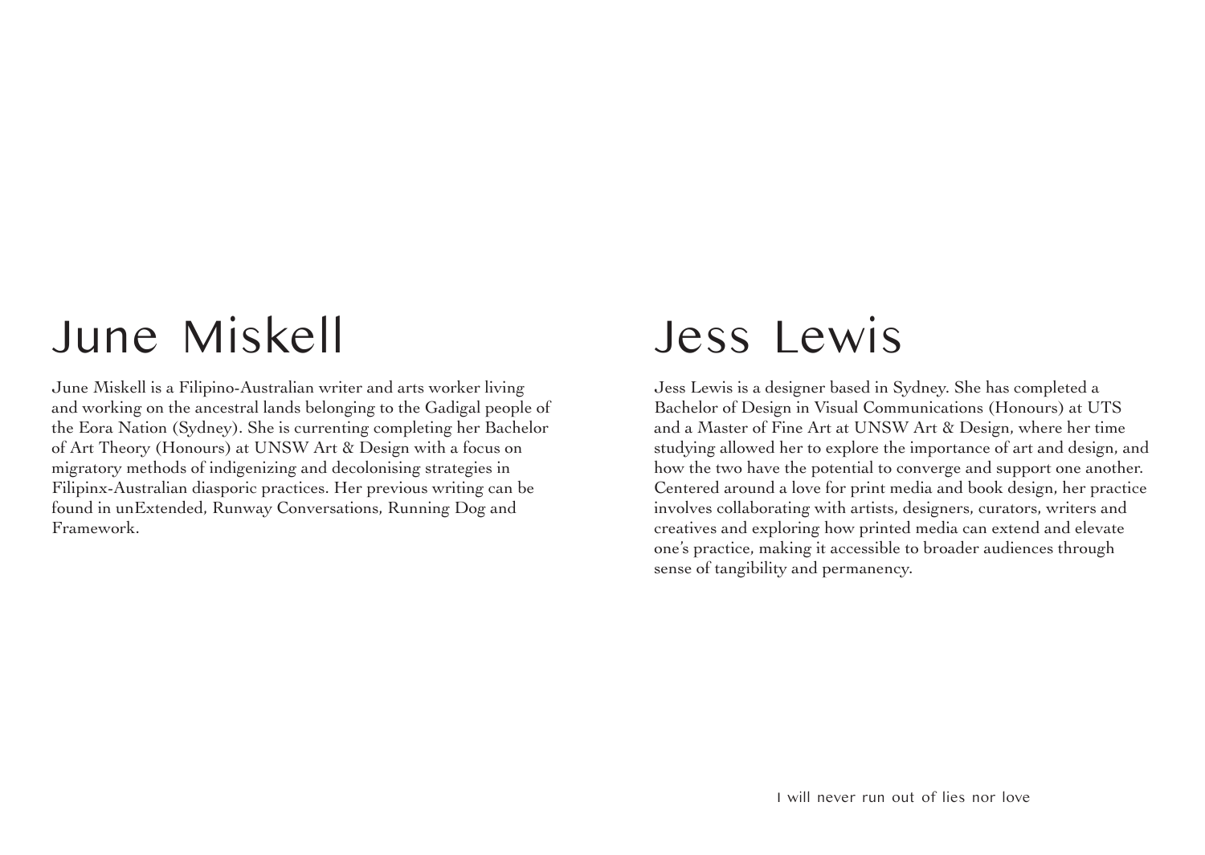## June Miskell

June Miskell is a Filipino-Australian writer and arts worker living and working on the ancestral lands belonging to the Gadigal people of the Eora Nation (Sydney). She is currenting completing her Bachelor of Art Theory (Honours) at UNSW Art & Design with a focus on migratory methods of indigenizing and decolonising strategies in Filipinx-Australian diasporic practices. Her previous writing can be found in unExtended, Runway Conversations, Running Dog and Framework.

## Jess Lewis

Jess Lewis is a designer based in Sydney. She has completed a Bachelor of Design in Visual Communications (Honours) at UTS and a Master of Fine Art at UNSW Art & Design, where her time studying allowed her to explore the importance of art and design, and how the two have the potential to converge and support one another. Centered around a love for print media and book design, her practice involves collaborating with artists, designers, curators, writers and creatives and exploring how printed media can extend and elevate one's practice, making it accessible to broader audiences through sense of tangibility and permanency.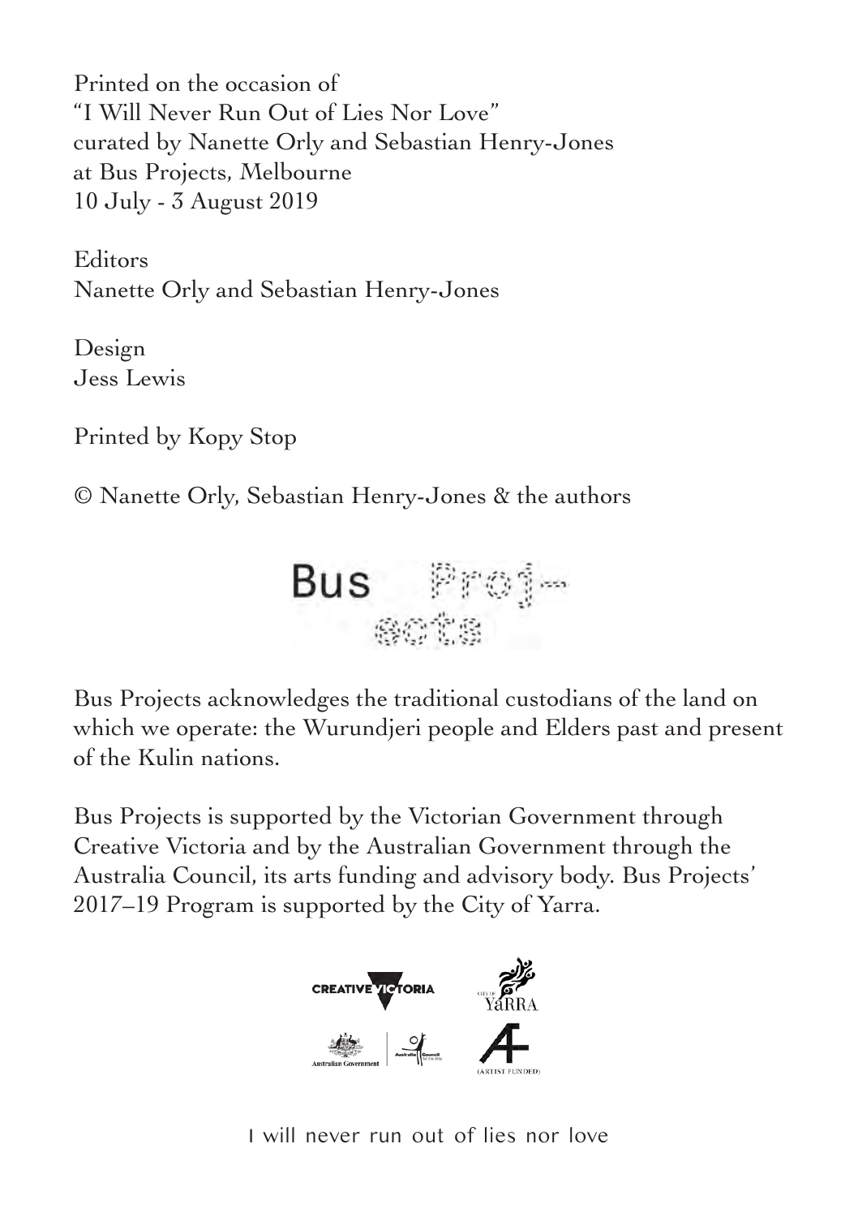Printed on the occasion of
"I Will Never Run Out of Lies Nor Love"
curated by Nanette Orly and Sebastian Henry-Jones
at Bus Projects, Melbourne
10 July - 3 August 2019

Editors
Nanette Orly and Sebastian Henry-Jones

Design
Jess Lewis

Printed by Kopy Stop

© Nanette Orly, Sebastian Henry-Jones & the authors

Bus Projects acknowledges the traditional custodians of the land on which we operate: the Wurundjeri people and Elders past and present of the Kulin nations.

Bus Projects is supported by the Victorian Government through Creative Victoria and by the Australian Government through the Australia Council, its arts funding and advisory body. Bus Projects' 2017–19 Program is supported by the City of Yarra.